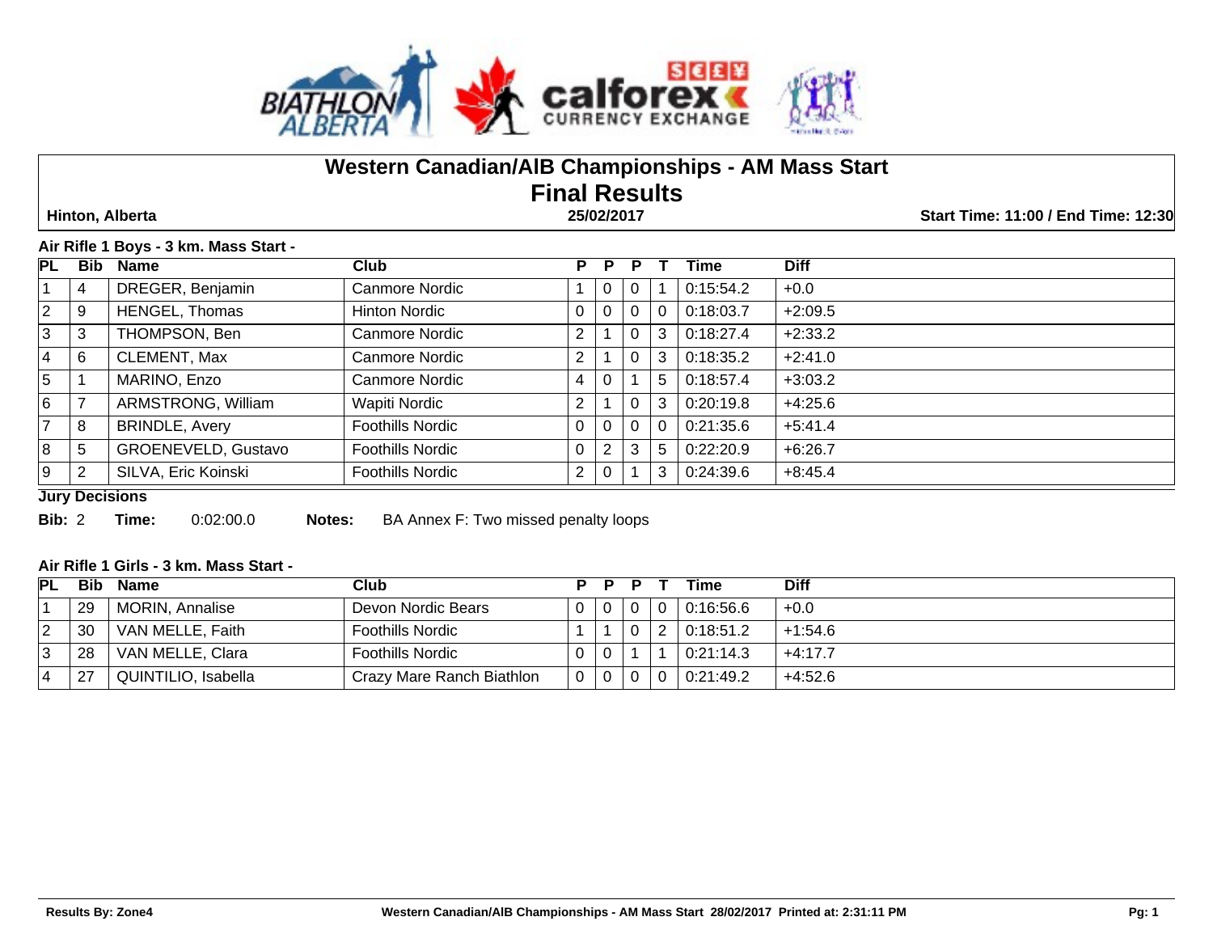# Western Canadian/AIB Championships - AM Mass Start

## Final Results

**Hinton, Alberta** | **25/02/2017** | **Start Time: 11:00 / End Time: 12:30**

### Air Rifle 1 Boys - 3 km. Mass Start -

| PL | Bib | Name | Club | P | P | P | T | Time | Diff |
|---|---|---|---|---|---|---|---|---|---|
| 1 | 4 | DREGER, Benjamin | Canmore Nordic | 1 | 0 | 0 | 1 | 0:15:54.2 | +0.0 |
| 2 | 9 | HENGEL, Thomas | Hinton Nordic | 0 | 0 | 0 | 0 | 0:18:03.7 | +2:09.5 |
| 3 | 3 | THOMPSON, Ben | Canmore Nordic | 2 | 1 | 0 | 3 | 0:18:27.4 | +2:33.2 |
| 4 | 6 | CLEMENT, Max | Canmore Nordic | 2 | 1 | 0 | 3 | 0:18:35.2 | +2:41.0 |
| 5 | 1 | MARINO, Enzo | Canmore Nordic | 4 | 0 | 1 | 5 | 0:18:57.4 | +3:03.2 |
| 6 | 7 | ARMSTRONG, William | Wapiti Nordic | 2 | 1 | 0 | 3 | 0:20:19.8 | +4:25.6 |
| 7 | 8 | BRINDLE, Avery | Foothills Nordic | 0 | 0 | 0 | 0 | 0:21:35.6 | +5:41.4 |
| 8 | 5 | GROENEVELD, Gustavo | Foothills Nordic | 0 | 2 | 3 | 5 | 0:22:20.9 | +6:26.7 |
| 9 | 2 | SILVA, Eric Koinski | Foothills Nordic | 2 | 0 | 1 | 3 | 0:24:39.6 | +8:45.4 |

**Jury Decisions**

**Bib:** 2 **Time:** 0:02:00.0 **Notes:** BA Annex F: Two missed penalty loops

### Air Rifle 1 Girls - 3 km. Mass Start -

| PL | Bib | Name | Club | P | P | P | T | Time | Diff |
|---|---|---|---|---|---|---|---|---|---|
| 1 | 29 | MORIN, Annalise | Devon Nordic Bears | 0 | 0 | 0 | 0 | 0:16:56.6 | +0.0 |
| 2 | 30 | VAN MELLE, Faith | Foothills Nordic | 1 | 1 | 0 | 2 | 0:18:51.2 | +1:54.6 |
| 3 | 28 | VAN MELLE, Clara | Foothills Nordic | 0 | 0 | 1 | 1 | 0:21:14.3 | +4:17.7 |
| 4 | 27 | QUINTILIO, Isabella | Crazy Mare Ranch Biathlon | 0 | 0 | 0 | 0 | 0:21:49.2 | +4:52.6 |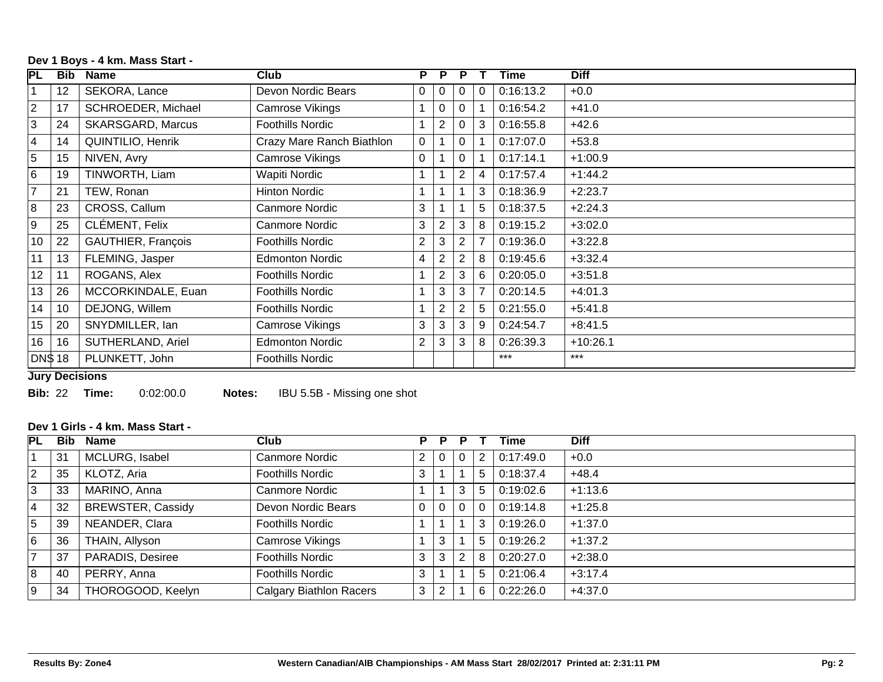**Dev 1 Boys - 4 km. Mass Start -**

| PL | Bib | Name | Club | P | P | P | T | Time | Diff |
|---|---|---|---|---|---|---|---|---|---|
| 1 | 12 | SEKORA, Lance | Devon Nordic Bears | 0 | 0 | 0 | 0 | 0:16:13.2 | +0.0 |
| 2 | 17 | SCHROEDER, Michael | Camrose Vikings | 1 | 0 | 0 | 1 | 0:16:54.2 | +41.0 |
| 3 | 24 | SKARSGARD, Marcus | Foothills Nordic | 1 | 2 | 0 | 3 | 0:16:55.8 | +42.6 |
| 4 | 14 | QUINTILIO, Henrik | Crazy Mare Ranch Biathlon | 0 | 1 | 0 | 1 | 0:17:07.0 | +53.8 |
| 5 | 15 | NIVEN, Avry | Camrose Vikings | 0 | 1 | 0 | 1 | 0:17:14.1 | +1:00.9 |
| 6 | 19 | TINWORTH, Liam | Wapiti Nordic | 1 | 1 | 2 | 4 | 0:17:57.4 | +1:44.2 |
| 7 | 21 | TEW, Ronan | Hinton Nordic | 1 | 1 | 1 | 3 | 0:18:36.9 | +2:23.7 |
| 8 | 23 | CROSS, Callum | Canmore Nordic | 3 | 1 | 1 | 5 | 0:18:37.5 | +2:24.3 |
| 9 | 25 | CLÉMENT, Felix | Canmore Nordic | 3 | 2 | 3 | 8 | 0:19:15.2 | +3:02.0 |
| 10 | 22 | GAUTHIER, François | Foothills Nordic | 2 | 3 | 2 | 7 | 0:19:36.0 | +3:22.8 |
| 11 | 13 | FLEMING, Jasper | Edmonton Nordic | 4 | 2 | 2 | 8 | 0:19:45.6 | +3:32.4 |
| 12 | 11 | ROGANS, Alex | Foothills Nordic | 1 | 2 | 3 | 6 | 0:20:05.0 | +3:51.8 |
| 13 | 26 | MCCORKINDALE, Euan | Foothills Nordic | 1 | 3 | 3 | 7 | 0:20:14.5 | +4:01.3 |
| 14 | 10 | DEJONG, Willem | Foothills Nordic | 1 | 2 | 2 | 5 | 0:21:55.0 | +5:41.8 |
| 15 | 20 | SNYDMILLER, Ian | Camrose Vikings | 3 | 3 | 3 | 9 | 0:24:54.7 | +8:41.5 |
| 16 | 16 | SUTHERLAND, Ariel | Edmonton Nordic | 2 | 3 | 3 | 8 | 0:26:39.3 | +10:26.1 |
| DNS | 18 | PLUNKETT, John | Foothills Nordic | | | | | *** | *** |

**Jury Decisions**

**Bib:** 22 **Time:** 0:02:00.0 **Notes:** IBU 5.5B - Missing one shot

**Dev 1 Girls - 4 km. Mass Start -**

| PL | Bib | Name | Club | P | P | P | T | Time | Diff |
|---|---|---|---|---|---|---|---|---|---|
| 1 | 31 | MCLURG, Isabel | Canmore Nordic | 2 | 0 | 0 | 2 | 0:17:49.0 | +0.0 |
| 2 | 35 | KLOTZ, Aria | Foothills Nordic | 3 | 1 | 1 | 5 | 0:18:37.4 | +48.4 |
| 3 | 33 | MARINO, Anna | Canmore Nordic | 1 | 1 | 3 | 5 | 0:19:02.6 | +1:13.6 |
| 4 | 32 | BREWSTER, Cassidy | Devon Nordic Bears | 0 | 0 | 0 | 0 | 0:19:14.8 | +1:25.8 |
| 5 | 39 | NEANDER, Clara | Foothills Nordic | 1 | 1 | 1 | 3 | 0:19:26.0 | +1:37.0 |
| 6 | 36 | THAIN, Allyson | Camrose Vikings | 1 | 3 | 1 | 5 | 0:19:26.2 | +1:37.2 |
| 7 | 37 | PARADIS, Desiree | Foothills Nordic | 3 | 3 | 2 | 8 | 0:20:27.0 | +2:38.0 |
| 8 | 40 | PERRY, Anna | Foothills Nordic | 3 | 1 | 1 | 5 | 0:21:06.4 | +3:17.4 |
| 9 | 34 | THOROGOOD, Keelyn | Calgary Biathlon Racers | 3 | 2 | 1 | 6 | 0:22:26.0 | +4:37.0 |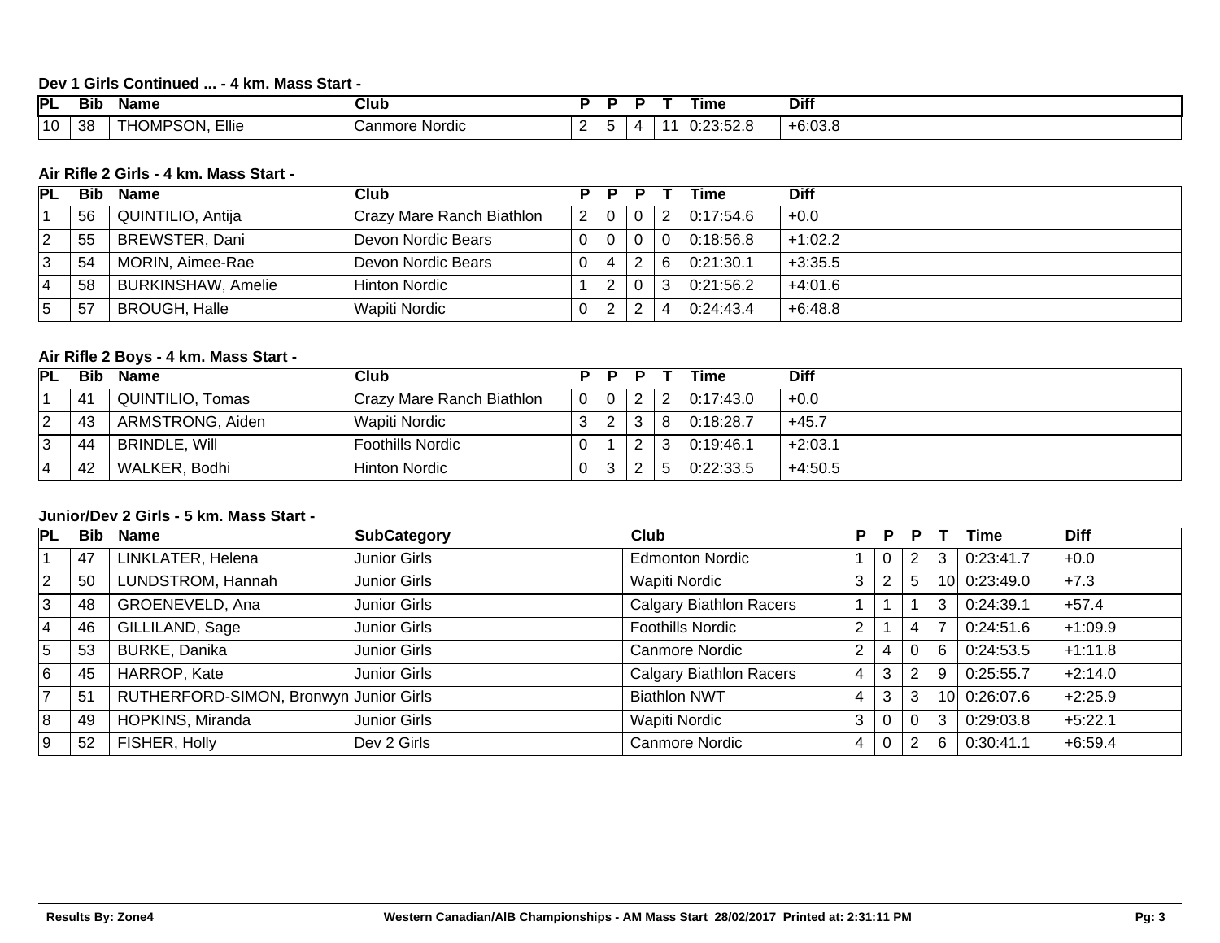**Dev 1 Girls Continued ... - 4 km. Mass Start -**

| PL | Bib | Name | Club | P | P | P | T | Time | Diff |
|---|---|---|---|---|---|---|---|---|---|
| 10 | 38 | THOMPSON, Ellie | Canmore Nordic | 2 | 5 | 4 | 11 | 0:23:52.8 | +6:03.8 |

**Air Rifle 2 Girls - 4 km. Mass Start -**

| PL | Bib | Name | Club | P | P | P | T | Time | Diff |
|---|---|---|---|---|---|---|---|---|---|
| 1 | 56 | QUINTILIO, Antija | Crazy Mare Ranch Biathlon | 2 | 0 | 0 | 2 | 0:17:54.6 | +0.0 |
| 2 | 55 | BREWSTER, Dani | Devon Nordic Bears | 0 | 0 | 0 | 0 | 0:18:56.8 | +1:02.2 |
| 3 | 54 | MORIN, Aimee-Rae | Devon Nordic Bears | 0 | 4 | 2 | 6 | 0:21:30.1 | +3:35.5 |
| 4 | 58 | BURKINSHAW, Amelie | Hinton Nordic | 1 | 2 | 0 | 3 | 0:21:56.2 | +4:01.6 |
| 5 | 57 | BROUGH, Halle | Wapiti Nordic | 0 | 2 | 2 | 4 | 0:24:43.4 | +6:48.8 |

**Air Rifle 2 Boys - 4 km. Mass Start -**

| PL | Bib | Name | Club | P | P | P | T | Time | Diff |
|---|---|---|---|---|---|---|---|---|---|
| 1 | 41 | QUINTILIO, Tomas | Crazy Mare Ranch Biathlon | 0 | 0 | 2 | 2 | 0:17:43.0 | +0.0 |
| 2 | 43 | ARMSTRONG, Aiden | Wapiti Nordic | 3 | 2 | 3 | 8 | 0:18:28.7 | +45.7 |
| 3 | 44 | BRINDLE, Will | Foothills Nordic | 0 | 1 | 2 | 3 | 0:19:46.1 | +2:03.1 |
| 4 | 42 | WALKER, Bodhi | Hinton Nordic | 0 | 3 | 2 | 5 | 0:22:33.5 | +4:50.5 |

**Junior/Dev 2 Girls - 5 km. Mass Start -**

| PL | Bib | Name | SubCategory | Club | P | P | P | T | Time | Diff |
|---|---|---|---|---|---|---|---|---|---|---|
| 1 | 47 | LINKLATER, Helena | Junior Girls | Edmonton Nordic | 1 | 0 | 2 | 3 | 0:23:41.7 | +0.0 |
| 2 | 50 | LUNDSTROM, Hannah | Junior Girls | Wapiti Nordic | 3 | 2 | 5 | 10 | 0:23:49.0 | +7.3 |
| 3 | 48 | GROENEVELD, Ana | Junior Girls | Calgary Biathlon Racers | 1 | 1 | 1 | 3 | 0:24:39.1 | +57.4 |
| 4 | 46 | GILLILAND, Sage | Junior Girls | Foothills Nordic | 2 | 1 | 4 | 7 | 0:24:51.6 | +1:09.9 |
| 5 | 53 | BURKE, Danika | Junior Girls | Canmore Nordic | 2 | 4 | 0 | 6 | 0:24:53.5 | +1:11.8 |
| 6 | 45 | HARROP, Kate | Junior Girls | Calgary Biathlon Racers | 4 | 3 | 2 | 9 | 0:25:55.7 | +2:14.0 |
| 7 | 51 | RUTHERFORD-SIMON, Bronwyn | Junior Girls | Biathlon NWT | 4 | 3 | 3 | 10 | 0:26:07.6 | +2:25.9 |
| 8 | 49 | HOPKINS, Miranda | Junior Girls | Wapiti Nordic | 3 | 0 | 0 | 3 | 0:29:03.8 | +5:22.1 |
| 9 | 52 | FISHER, Holly | Dev 2 Girls | Canmore Nordic | 4 | 0 | 2 | 6 | 0:30:41.1 | +6:59.4 |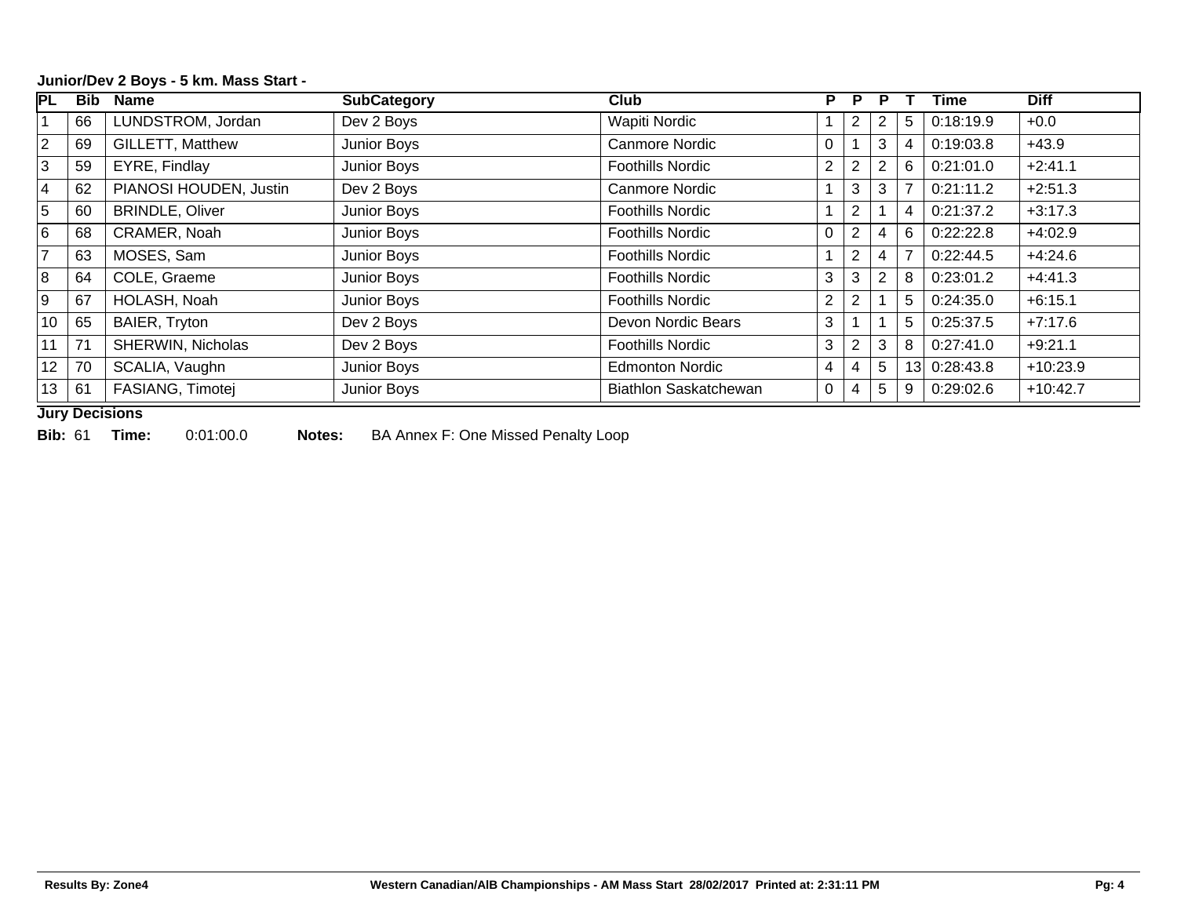**Junior/Dev 2 Boys - 5 km. Mass Start -**

| PL | Bib | Name | SubCategory | Club | P | P | P | T | Time | Diff |
|---|---|---|---|---|---|---|---|---|---|---|
| 1 | 66 | LUNDSTROM, Jordan | Dev 2 Boys | Wapiti Nordic | 1 | 2 | 2 | 5 | 0:18:19.9 | +0.0 |
| 2 | 69 | GILLETT, Matthew | Junior Boys | Canmore Nordic | 0 | 1 | 3 | 4 | 0:19:03.8 | +43.9 |
| 3 | 59 | EYRE, Findlay | Junior Boys | Foothills Nordic | 2 | 2 | 2 | 6 | 0:21:01.0 | +2:41.1 |
| 4 | 62 | PIANOSI HOUDEN, Justin | Dev 2 Boys | Canmore Nordic | 1 | 3 | 3 | 7 | 0:21:11.2 | +2:51.3 |
| 5 | 60 | BRINDLE, Oliver | Junior Boys | Foothills Nordic | 1 | 2 | 1 | 4 | 0:21:37.2 | +3:17.3 |
| 6 | 68 | CRAMER, Noah | Junior Boys | Foothills Nordic | 0 | 2 | 4 | 6 | 0:22:22.8 | +4:02.9 |
| 7 | 63 | MOSES, Sam | Junior Boys | Foothills Nordic | 1 | 2 | 4 | 7 | 0:22:44.5 | +4:24.6 |
| 8 | 64 | COLE, Graeme | Junior Boys | Foothills Nordic | 3 | 3 | 2 | 8 | 0:23:01.2 | +4:41.3 |
| 9 | 67 | HOLASH, Noah | Junior Boys | Foothills Nordic | 2 | 2 | 1 | 5 | 0:24:35.0 | +6:15.1 |
| 10 | 65 | BAIER, Tryton | Dev 2 Boys | Devon Nordic Bears | 3 | 1 | 1 | 5 | 0:25:37.5 | +7:17.6 |
| 11 | 71 | SHERWIN, Nicholas | Dev 2 Boys | Foothills Nordic | 3 | 2 | 3 | 8 | 0:27:41.0 | +9:21.1 |
| 12 | 70 | SCALIA, Vaughn | Junior Boys | Edmonton Nordic | 4 | 4 | 5 | 13 | 0:28:43.8 | +10:23.9 |
| 13 | 61 | FASIANG, Timotej | Junior Boys | Biathlon Saskatchewan | 0 | 4 | 5 | 9 | 0:29:02.6 | +10:42.7 |

**Jury Decisions**

**Bib:** 61 **Time:** 0:01:00.0 **Notes:** BA Annex F: One Missed Penalty Loop